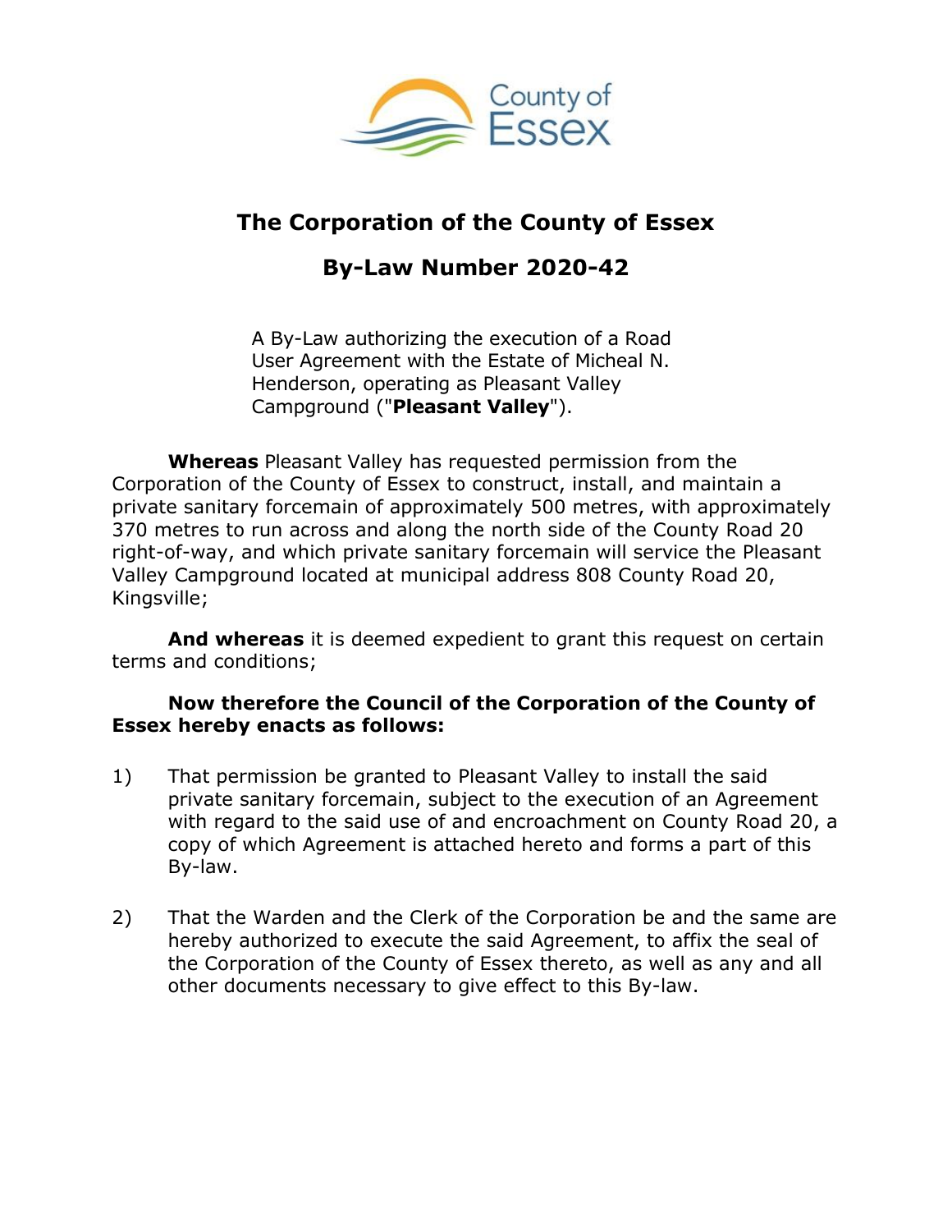# The Corporation of the County of Essex

## By-Law Number 2020-42

A By-Law authorizing the execution of a Road User Agreement with the Estate of Micheal N. Henderson, operating as Pleasant Valley Campground ("**Pleasant Valley**").

**Whereas** Pleasant Valley has requested permission from the Corporation of the County of Essex to construct, install, and maintain a private sanitary forcemain of approximately 500 metres, with approximately 370 metres to run across and along the north side of the County Road 20 right-of-way, and which private sanitary forcemain will service the Pleasant Valley Campground located at municipal address 808 County Road 20, Kingsville;

**And whereas** it is deemed expedient to grant this request on certain terms and conditions;

**Now therefore the Council of the Corporation of the County of Essex hereby enacts as follows:**

1) That permission be granted to Pleasant Valley to install the said private sanitary forcemain, subject to the execution of an Agreement with regard to the said use of and encroachment on County Road 20, a copy of which Agreement is attached hereto and forms a part of this By-law.

2) That the Warden and the Clerk of the Corporation be and the same are hereby authorized to execute the said Agreement, to affix the seal of the Corporation of the County of Essex thereto, as well as any and all other documents necessary to give effect to this By-law.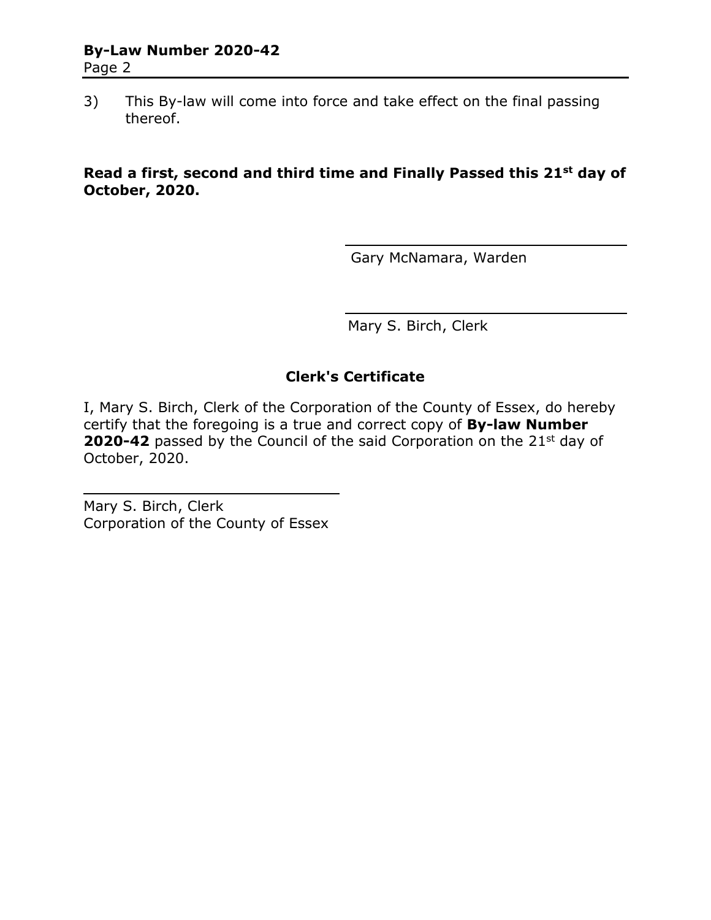3) This By-law will come into force and take effect on the final passing thereof.

**Read a first, second and third time and Finally Passed this 21st day of October, 2020.**

Gary McNamara, Warden

Mary S. Birch, Clerk

## Clerk's Certificate

I, Mary S. Birch, Clerk of the Corporation of the County of Essex, do hereby certify that the foregoing is a true and correct copy of **By-law Number 2020-42** passed by the Council of the said Corporation on the 21st day of October, 2020.

Mary S. Birch, Clerk
Corporation of the County of Essex